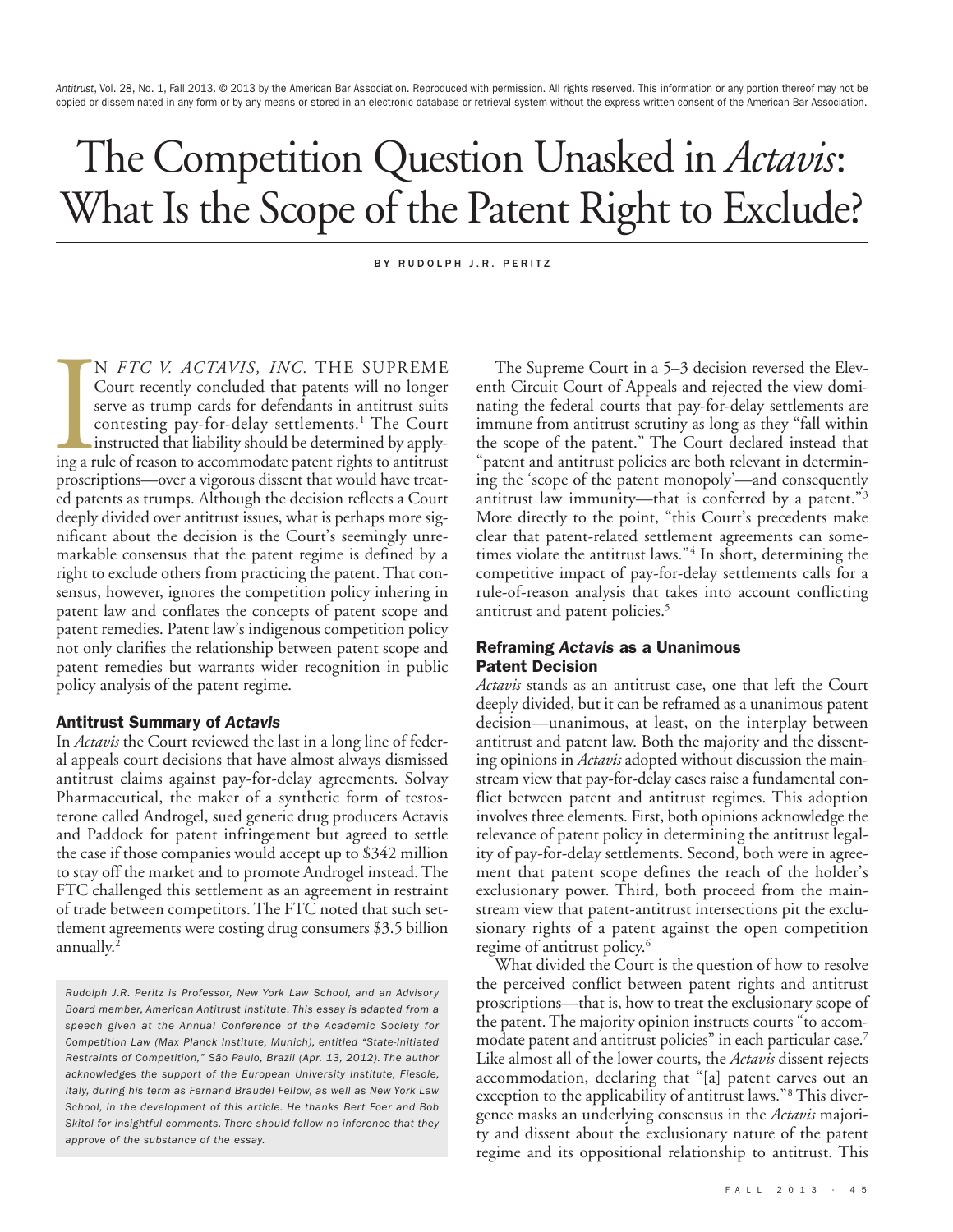Antitrust, Vol. 28, No. 1, Fall 2013. © 2013 by the American Bar Association. Reproduced with permission. All rights reserved. This information or any portion thereof may not be copied or disseminated in any form or by any means or stored in an electronic database or retrieval system without the express written consent of the American Bar Association.

# The Competition Question Unasked in *Actavis*: What Is the Scope of the Patent Right to Exclude?

BY RUDOLPH J.R. PERITZ

IN *FTC V. ACTAVIS, INC.* THE SUPREME Court recently concluded that patents will no longer serve as trump cards for defendants in antitrust suits contesting pay-for-delay settlements.[1] The Court instructed that liability should be determined by applying a rule of reason to accommodate patent rights to antitrust proscriptions—over a vigorous dissent that would have treated patents as trumps. Although the decision reflects a Court deeply divided over antitrust issues, what is perhaps more significant about the decision is the Court's seemingly unremarkable consensus that the patent regime is defined by a right to exclude others from practicing the patent. That consensus, however, ignores the competition policy inhering in patent law and conflates the concepts of patent scope and patent remedies. Patent law's indigenous competition policy not only clarifies the relationship between patent scope and patent remedies but warrants wider recognition in public policy analysis of the patent regime.

## Antitrust Summary of *Actavis*

In *Actavis* the Court reviewed the last in a long line of federal appeals court decisions that have almost always dismissed antitrust claims against pay-for-delay agreements. Solvay Pharmaceutical, the maker of a synthetic form of testosterone called Androgel, sued generic drug producers Actavis and Paddock for patent infringement but agreed to settle the case if those companies would accept up to $342 million to stay off the market and to promote Androgel instead. The FTC challenged this settlement as an agreement in restraint of trade between competitors. The FTC noted that such settlement agreements were costing drug consumers $3.5 billion annually.[2]

*Rudolph J.R. Peritz is Professor, New York Law School, and an Advisory Board member, American Antitrust Institute. This essay is adapted from a speech given at the Annual Conference of the Academic Society for Competition Law (Max Planck Institute, Munich), entitled "State-Initiated Restraints of Competition," São Paulo, Brazil (Apr. 13, 2012). The author acknowledges the support of the European University Institute, Fiesole, Italy, during his term as Fernand Braudel Fellow, as well as New York Law School, in the development of this article. He thanks Bert Foer and Bob Skitol for insightful comments. There should follow no inference that they approve of the substance of the essay.*

The Supreme Court in a 5–3 decision reversed the Eleventh Circuit Court of Appeals and rejected the view dominating the federal courts that pay-for-delay settlements are immune from antitrust scrutiny as long as they "fall within the scope of the patent." The Court declared instead that "patent and antitrust policies are both relevant in determining the 'scope of the patent monopoly'—and consequently antitrust law immunity—that is conferred by a patent."[3] More directly to the point, "this Court's precedents make clear that patent-related settlement agreements can sometimes violate the antitrust laws."[4] In short, determining the competitive impact of pay-for-delay settlements calls for a rule-of-reason analysis that takes into account conflicting antitrust and patent policies.[5]

## Reframing *Actavis* as a Unanimous Patent Decision

*Actavis* stands as an antitrust case, one that left the Court deeply divided, but it can be reframed as a unanimous patent decision—unanimous, at least, on the interplay between antitrust and patent law. Both the majority and the dissenting opinions in *Actavis* adopted without discussion the mainstream view that pay-for-delay cases raise a fundamental conflict between patent and antitrust regimes. This adoption involves three elements. First, both opinions acknowledge the relevance of patent policy in determining the antitrust legality of pay-for-delay settlements. Second, both were in agreement that patent scope defines the reach of the holder's exclusionary power. Third, both proceed from the mainstream view that patent-antitrust intersections pit the exclusionary rights of a patent against the open competition regime of antitrust policy.[6]

What divided the Court is the question of how to resolve the perceived conflict between patent rights and antitrust proscriptions—that is, how to treat the exclusionary scope of the patent. The majority opinion instructs courts "to accommodate patent and antitrust policies" in each particular case.[7] Like almost all of the lower courts, the *Actavis* dissent rejects accommodation, declaring that "[a] patent carves out an exception to the applicability of antitrust laws."[8] This divergence masks an underlying consensus in the *Actavis* majority and dissent about the exclusionary nature of the patent regime and its oppositional relationship to antitrust. This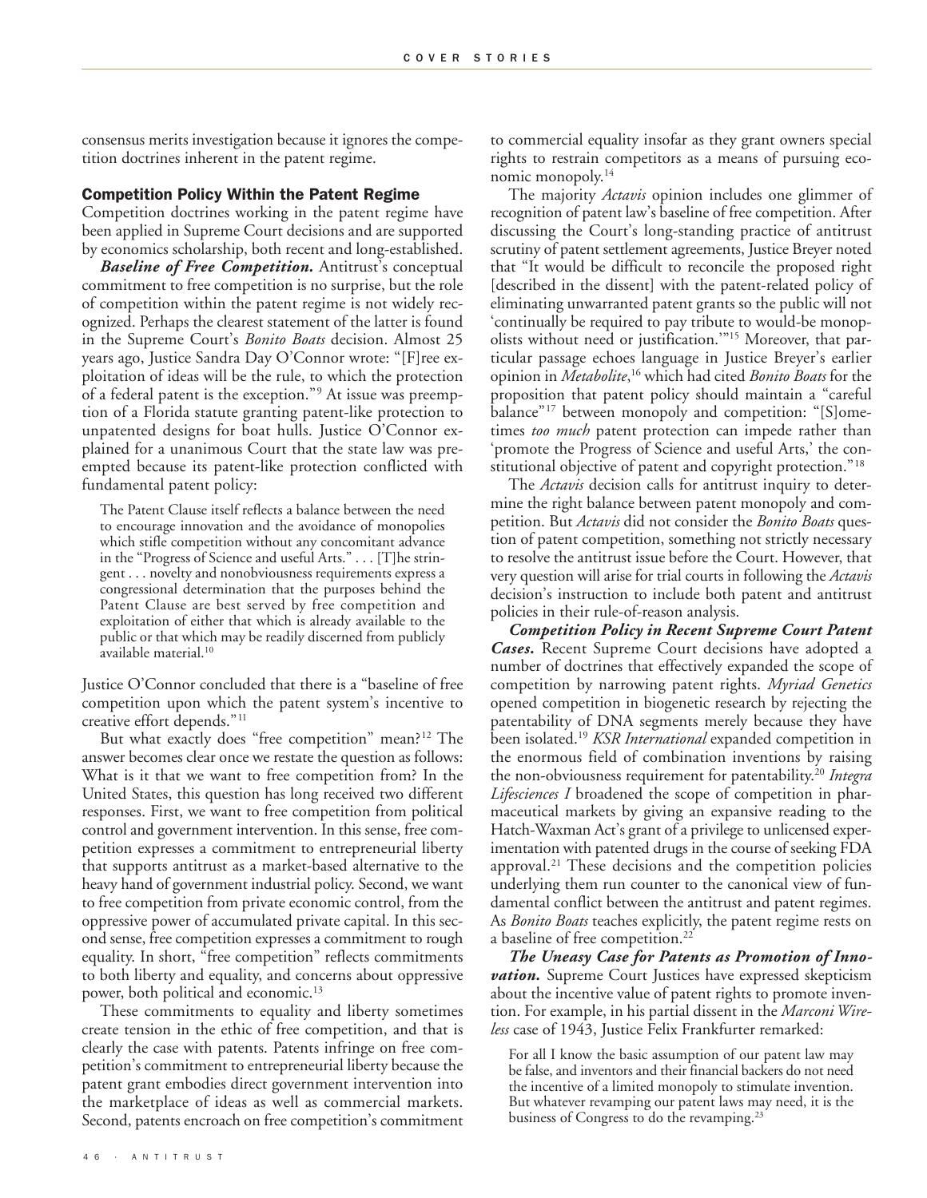consensus merits investigation because it ignores the competition doctrines inherent in the patent regime.

## Competition Policy Within the Patent Regime

Competition doctrines working in the patent regime have been applied in Supreme Court decisions and are supported by economics scholarship, both recent and long-established.

***Baseline of Free Competition.*** Antitrust's conceptual commitment to free competition is no surprise, but the role of competition within the patent regime is not widely recognized. Perhaps the clearest statement of the latter is found in the Supreme Court's *Bonito Boats* decision. Almost 25 years ago, Justice Sandra Day O'Connor wrote: "[F]ree exploitation of ideas will be the rule, to which the protection of a federal patent is the exception."[9] At issue was preemption of a Florida statute granting patent-like protection to unpatented designs for boat hulls. Justice O'Connor explained for a unanimous Court that the state law was preempted because its patent-like protection conflicted with fundamental patent policy:

> The Patent Clause itself reflects a balance between the need to encourage innovation and the avoidance of monopolies which stifle competition without any concomitant advance in the "Progress of Science and useful Arts." . . . [T]he stringent . . . novelty and nonobviousness requirements express a congressional determination that the purposes behind the Patent Clause are best served by free competition and exploitation of either that which is already available to the public or that which may be readily discerned from publicly available material.[10]

Justice O'Connor concluded that there is a "baseline of free competition upon which the patent system's incentive to creative effort depends."[11]

But what exactly does "free competition" mean?[12] The answer becomes clear once we restate the question as follows: What is it that we want to free competition from? In the United States, this question has long received two different responses. First, we want to free competition from political control and government intervention. In this sense, free competition expresses a commitment to entrepreneurial liberty that supports antitrust as a market-based alternative to the heavy hand of government industrial policy. Second, we want to free competition from private economic control, from the oppressive power of accumulated private capital. In this second sense, free competition expresses a commitment to rough equality. In short, "free competition" reflects commitments to both liberty and equality, and concerns about oppressive power, both political and economic.[13]

These commitments to equality and liberty sometimes create tension in the ethic of free competition, and that is clearly the case with patents. Patents infringe on free competition's commitment to entrepreneurial liberty because the patent grant embodies direct government intervention into the marketplace of ideas as well as commercial markets. Second, patents encroach on free competition's commitment to commercial equality insofar as they grant owners special rights to restrain competitors as a means of pursuing economic monopoly.[14]

The majority *Actavis* opinion includes one glimmer of recognition of patent law's baseline of free competition. After discussing the Court's long-standing practice of antitrust scrutiny of patent settlement agreements, Justice Breyer noted that "It would be difficult to reconcile the proposed right [described in the dissent] with the patent-related policy of eliminating unwarranted patent grants so the public will not 'continually be required to pay tribute to would-be monopolists without need or justification.'"[15] Moreover, that particular passage echoes language in Justice Breyer's earlier opinion in *Metabolite*,[16] which had cited *Bonito Boats* for the proposition that patent policy should maintain a "careful balance"[17] between monopoly and competition: "[S]ometimes *too much* patent protection can impede rather than 'promote the Progress of Science and useful Arts,' the constitutional objective of patent and copyright protection."[18]

The *Actavis* decision calls for antitrust inquiry to determine the right balance between patent monopoly and competition. But *Actavis* did not consider the *Bonito Boats* question of patent competition, something not strictly necessary to resolve the antitrust issue before the Court. However, that very question will arise for trial courts in following the *Actavis* decision's instruction to include both patent and antitrust policies in their rule-of-reason analysis.

***Competition Policy in Recent Supreme Court Patent Cases.*** Recent Supreme Court decisions have adopted a number of doctrines that effectively expanded the scope of competition by narrowing patent rights. *Myriad Genetics* opened competition in biogenetic research by rejecting the patentability of DNA segments merely because they have been isolated.[19] *KSR International* expanded competition in the enormous field of combination inventions by raising the non-obviousness requirement for patentability.[20] *Integra Lifesciences I* broadened the scope of competition in pharmaceutical markets by giving an expansive reading to the Hatch-Waxman Act's grant of a privilege to unlicensed experimentation with patented drugs in the course of seeking FDA approval.[21] These decisions and the competition policies underlying them run counter to the canonical view of fundamental conflict between the antitrust and patent regimes. As *Bonito Boats* teaches explicitly, the patent regime rests on a baseline of free competition.[22]

***The Uneasy Case for Patents as Promotion of Innovation.*** Supreme Court Justices have expressed skepticism about the incentive value of patent rights to promote invention. For example, in his partial dissent in the *Marconi Wireless* case of 1943, Justice Felix Frankfurter remarked:

> For all I know the basic assumption of our patent law may be false, and inventors and their financial backers do not need the incentive of a limited monopoly to stimulate invention. But whatever revamping our patent laws may need, it is the business of Congress to do the revamping.[23]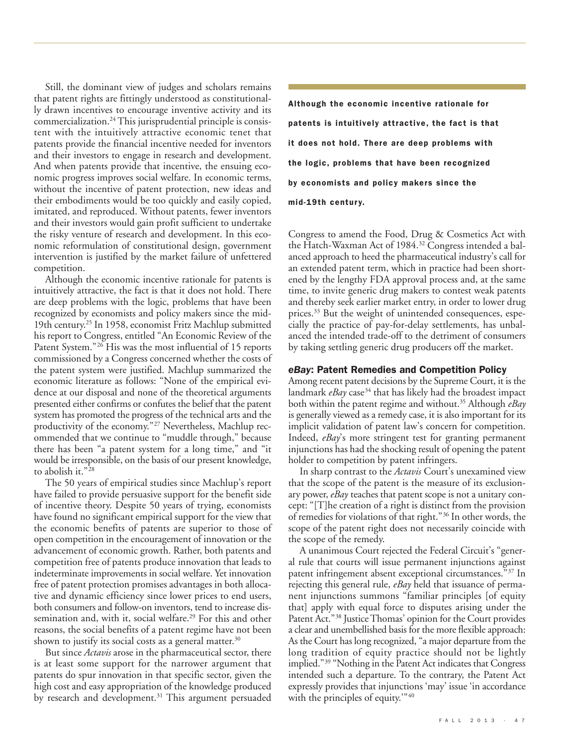Still, the dominant view of judges and scholars remains that patent rights are fittingly understood as constitutionally drawn incentives to encourage inventive activity and its commercialization.[24] This jurisprudential principle is consistent with the intuitively attractive economic tenet that patents provide the financial incentive needed for inventors and their investors to engage in research and development. And when patents provide that incentive, the ensuing economic progress improves social welfare. In economic terms, without the incentive of patent protection, new ideas and their embodiments would be too quickly and easily copied, imitated, and reproduced. Without patents, fewer inventors and their investors would gain profit sufficient to undertake the risky venture of research and development. In this economic reformulation of constitutional design, government intervention is justified by the market failure of unfettered competition.

Although the economic incentive rationale for patents is intuitively attractive, the fact is that it does not hold. There are deep problems with the logic, problems that have been recognized by economists and policy makers since the mid-19th century.[25] In 1958, economist Fritz Machlup submitted his report to Congress, entitled "An Economic Review of the Patent System."[26] His was the most influential of 15 reports commissioned by a Congress concerned whether the costs of the patent system were justified. Machlup summarized the economic literature as follows: "None of the empirical evidence at our disposal and none of the theoretical arguments presented either confirms or confutes the belief that the patent system has promoted the progress of the technical arts and the productivity of the economy."[27] Nevertheless, Machlup recommended that we continue to "muddle through," because there has been "a patent system for a long time," and "it would be irresponsible, on the basis of our present knowledge, to abolish it."[28]

The 50 years of empirical studies since Machlup's report have failed to provide persuasive support for the benefit side of incentive theory. Despite 50 years of trying, economists have found no significant empirical support for the view that the economic benefits of patents are superior to those of open competition in the encouragement of innovation or the advancement of economic growth. Rather, both patents and competition free of patents produce innovation that leads to indeterminate improvements in social welfare. Yet innovation free of patent protection promises advantages in both allocative and dynamic efficiency since lower prices to end users, both consumers and follow-on inventors, tend to increase dissemination and, with it, social welfare.[29] For this and other reasons, the social benefits of a patent regime have not been shown to justify its social costs as a general matter.[30]

But since *Actavis* arose in the pharmaceutical sector, there is at least some support for the narrower argument that patents do spur innovation in that specific sector, given the high cost and easy appropriation of the knowledge produced by research and development.[31] This argument persuaded Congress to amend the Food, Drug & Cosmetics Act with the Hatch-Waxman Act of 1984.[32] Congress intended a balanced approach to heed the pharmaceutical industry's call for an extended patent term, which in practice had been shortened by the lengthy FDA approval process and, at the same time, to invite generic drug makers to contest weak patents and thereby seek earlier market entry, in order to lower drug prices.[33] But the weight of unintended consequences, especially the practice of pay-for-delay settlements, has unbalanced the intended trade-off to the detriment of consumers by taking settling generic drug producers off the market.

**Although the economic incentive rationale for patents is intuitively attractive, the fact is that it does not hold. There are deep problems with the logic, problems that have been recognized by economists and policy makers since the mid-19th century.**

### *eBay*: Patent Remedies and Competition Policy

Among recent patent decisions by the Supreme Court, it is the landmark *eBay* case[34] that has likely had the broadest impact both within the patent regime and without.[35] Although *eBay* is generally viewed as a remedy case, it is also important for its implicit validation of patent law's concern for competition. Indeed, *eBay*'s more stringent test for granting permanent injunctions has had the shocking result of opening the patent holder to competition by patent infringers.

In sharp contrast to the *Actavis* Court's unexamined view that the scope of the patent is the measure of its exclusionary power, *eBay* teaches that patent scope is not a unitary concept: "[T]he creation of a right is distinct from the provision of remedies for violations of that right."[36] In other words, the scope of the patent right does not necessarily coincide with the scope of the remedy.

A unanimous Court rejected the Federal Circuit's "general rule that courts will issue permanent injunctions against patent infringement absent exceptional circumstances."[37] In rejecting this general rule, *eBay* held that issuance of permanent injunctions summons "familiar principles [of equity that] apply with equal force to disputes arising under the Patent Act."[38] Justice Thomas' opinion for the Court provides a clear and unembellished basis for the more flexible approach: As the Court has long recognized, "a major departure from the long tradition of equity practice should not be lightly implied."[39] "Nothing in the Patent Act indicates that Congress intended such a departure. To the contrary, the Patent Act expressly provides that injunctions 'may' issue 'in accordance with the principles of equity.'"[40]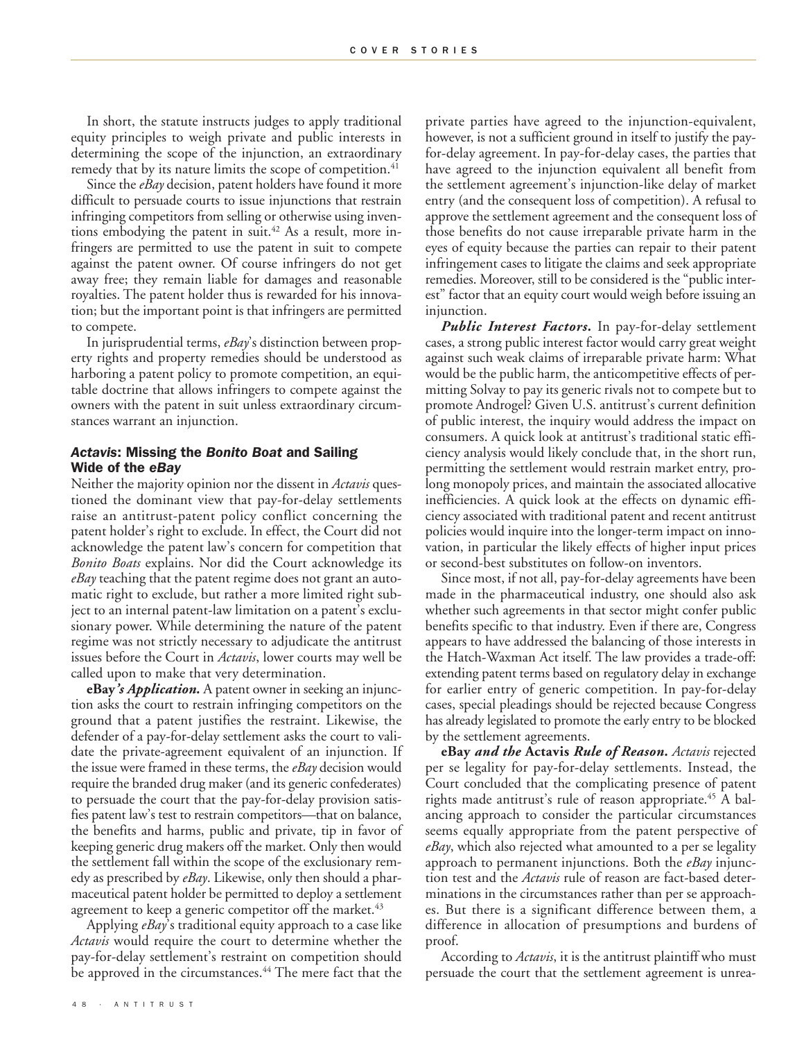In short, the statute instructs judges to apply traditional equity principles to weigh private and public interests in determining the scope of the injunction, an extraordinary remedy that by its nature limits the scope of competition.[41]

Since the *eBay* decision, patent holders have found it more difficult to persuade courts to issue injunctions that restrain infringing competitors from selling or otherwise using inventions embodying the patent in suit.[42] As a result, more infringers are permitted to use the patent in suit to compete against the patent owner. Of course infringers do not get away free; they remain liable for damages and reasonable royalties. The patent holder thus is rewarded for his innovation; but the important point is that infringers are permitted to compete.

In jurisprudential terms, *eBay*'s distinction between property rights and property remedies should be understood as harboring a patent policy to promote competition, an equitable doctrine that allows infringers to compete against the owners with the patent in suit unless extraordinary circumstances warrant an injunction.

### *Actavis*: Missing the *Bonito Boat* and Sailing Wide of the *eBay*

Neither the majority opinion nor the dissent in *Actavis* questioned the dominant view that pay-for-delay settlements raise an antitrust-patent policy conflict concerning the patent holder's right to exclude. In effect, the Court did not acknowledge the patent law's concern for competition that *Bonito Boats* explains. Nor did the Court acknowledge its *eBay* teaching that the patent regime does not grant an automatic right to exclude, but rather a more limited right subject to an internal patent-law limitation on a patent's exclusionary power. While determining the nature of the patent regime was not strictly necessary to adjudicate the antitrust issues before the Court in *Actavis*, lower courts may well be called upon to make that very determination.

***eBay's Application.*** A patent owner in seeking an injunction asks the court to restrain infringing competitors on the ground that a patent justifies the restraint. Likewise, the defender of a pay-for-delay settlement asks the court to validate the private-agreement equivalent of an injunction. If the issue were framed in these terms, the *eBay* decision would require the branded drug maker (and its generic confederates) to persuade the court that the pay-for-delay provision satisfies patent law's test to restrain competitors—that on balance, the benefits and harms, public and private, tip in favor of keeping generic drug makers off the market. Only then would the settlement fall within the scope of the exclusionary remedy as prescribed by *eBay*. Likewise, only then should a pharmaceutical patent holder be permitted to deploy a settlement agreement to keep a generic competitor off the market.[43]

Applying *eBay*'s traditional equity approach to a case like *Actavis* would require the court to determine whether the pay-for-delay settlement's restraint on competition should be approved in the circumstances.[44] The mere fact that the private parties have agreed to the injunction-equivalent, however, is not a sufficient ground in itself to justify the pay-for-delay agreement. In pay-for-delay cases, the parties that have agreed to the injunction equivalent all benefit from the settlement agreement's injunction-like delay of market entry (and the consequent loss of competition). A refusal to approve the settlement agreement and the consequent loss of those benefits do not cause irreparable private harm in the eyes of equity because the parties can repair to their patent infringement cases to litigate the claims and seek appropriate remedies. Moreover, still to be considered is the "public interest" factor that an equity court would weigh before issuing an injunction.

***Public Interest Factors.*** In pay-for-delay settlement cases, a strong public interest factor would carry great weight against such weak claims of irreparable private harm: What would be the public harm, the anticompetitive effects of permitting Solvay to pay its generic rivals not to compete but to promote Androgel? Given U.S. antitrust's current definition of public interest, the inquiry would address the impact on consumers. A quick look at antitrust's traditional static efficiency analysis would likely conclude that, in the short run, permitting the settlement would restrain market entry, prolong monopoly prices, and maintain the associated allocative inefficiencies. A quick look at the effects on dynamic efficiency associated with traditional patent and recent antitrust policies would inquire into the longer-term impact on innovation, in particular the likely effects of higher input prices or second-best substitutes on follow-on inventors.

Since most, if not all, pay-for-delay agreements have been made in the pharmaceutical industry, one should also ask whether such agreements in that sector might confer public benefits specific to that industry. Even if there are, Congress appears to have addressed the balancing of those interests in the Hatch-Waxman Act itself. The law provides a trade-off: extending patent terms based on regulatory delay in exchange for earlier entry of generic competition. In pay-for-delay cases, special pleadings should be rejected because Congress has already legislated to promote the early entry to be blocked by the settlement agreements.

***eBay and the Actavis Rule of Reason.*** *Actavis* rejected per se legality for pay-for-delay settlements. Instead, the Court concluded that the complicating presence of patent rights made antitrust's rule of reason appropriate.[45] A balancing approach to consider the particular circumstances seems equally appropriate from the patent perspective of *eBay*, which also rejected what amounted to a per se legality approach to permanent injunctions. Both the *eBay* injunction test and the *Actavis* rule of reason are fact-based determinations in the circumstances rather than per se approaches. But there is a significant difference between them, a difference in allocation of presumptions and burdens of proof.

According to *Actavis*, it is the antitrust plaintiff who must persuade the court that the settlement agreement is unrea-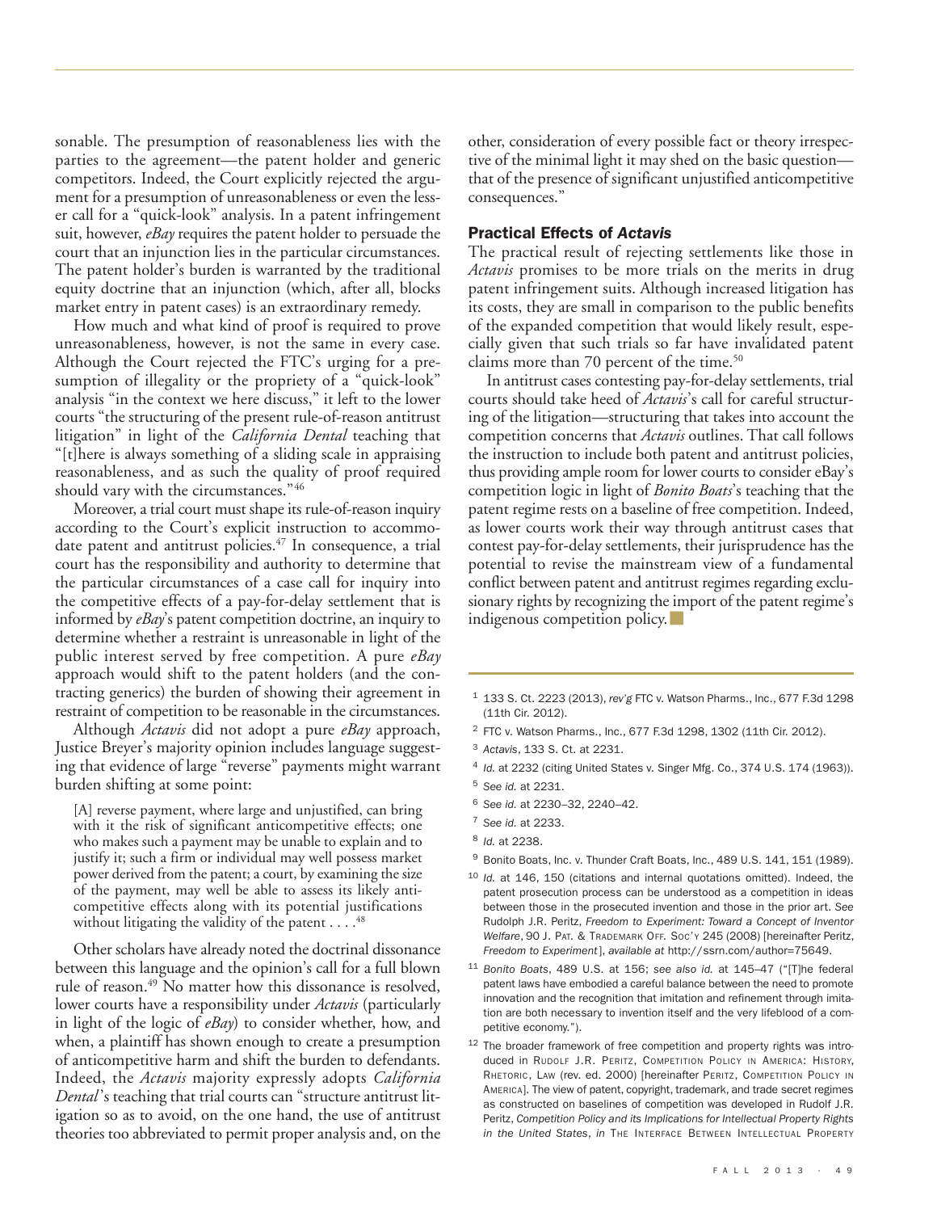sonable. The presumption of reasonableness lies with the parties to the agreement—the patent holder and generic competitors. Indeed, the Court explicitly rejected the argument for a presumption of unreasonableness or even the lesser call for a "quick-look" analysis. In a patent infringement suit, however, *eBay* requires the patent holder to persuade the court that an injunction lies in the particular circumstances. The patent holder's burden is warranted by the traditional equity doctrine that an injunction (which, after all, blocks market entry in patent cases) is an extraordinary remedy.

How much and what kind of proof is required to prove unreasonableness, however, is not the same in every case. Although the Court rejected the FTC's urging for a presumption of illegality or the propriety of a "quick-look" analysis "in the context we here discuss," it left to the lower courts "the structuring of the present rule-of-reason antitrust litigation" in light of the *California Dental* teaching that "[t]here is always something of a sliding scale in appraising reasonableness, and as such the quality of proof required should vary with the circumstances."[46]

Moreover, a trial court must shape its rule-of-reason inquiry according to the Court's explicit instruction to accommodate patent and antitrust policies.[47] In consequence, a trial court has the responsibility and authority to determine that the particular circumstances of a case call for inquiry into the competitive effects of a pay-for-delay settlement that is informed by *eBay*'s patent competition doctrine, an inquiry to determine whether a restraint is unreasonable in light of the public interest served by free competition. A pure *eBay* approach would shift to the patent holders (and the contracting generics) the burden of showing their agreement in restraint of competition to be reasonable in the circumstances.

Although *Actavis* did not adopt a pure *eBay* approach, Justice Breyer's majority opinion includes language suggesting that evidence of large "reverse" payments might warrant burden shifting at some point:

> [A] reverse payment, where large and unjustified, can bring with it the risk of significant anticompetitive effects; one who makes such a payment may be unable to explain and to justify it; such a firm or individual may well possess market power derived from the patent; a court, by examining the size of the payment, may well be able to assess its likely anticompetitive effects along with its potential justifications without litigating the validity of the patent . . . .[48]

Other scholars have already noted the doctrinal dissonance between this language and the opinion's call for a full blown rule of reason.[49] No matter how this dissonance is resolved, lower courts have a responsibility under *Actavis* (particularly in light of the logic of *eBay*) to consider whether, how, and when, a plaintiff has shown enough to create a presumption of anticompetitive harm and shift the burden to defendants. Indeed, the *Actavis* majority expressly adopts *California Dental*'s teaching that trial courts can "structure antitrust litigation so as to avoid, on the one hand, the use of antitrust theories too abbreviated to permit proper analysis and, on the other, consideration of every possible fact or theory irrespective of the minimal light it may shed on the basic question—that of the presence of significant unjustified anticompetitive consequences."

## Practical Effects of *Actavis*

The practical result of rejecting settlements like those in *Actavis* promises to be more trials on the merits in drug patent infringement suits. Although increased litigation has its costs, they are small in comparison to the public benefits of the expanded competition that would likely result, especially given that such trials so far have invalidated patent claims more than 70 percent of the time.[50]

In antitrust cases contesting pay-for-delay settlements, trial courts should take heed of *Actavis*'s call for careful structuring of the litigation—structuring that takes into account the competition concerns that *Actavis* outlines. That call follows the instruction to include both patent and antitrust policies, thus providing ample room for lower courts to consider eBay's competition logic in light of *Bonito Boats*'s teaching that the patent regime rests on a baseline of free competition. Indeed, as lower courts work their way through antitrust cases that contest pay-for-delay settlements, their jurisprudence has the potential to revise the mainstream view of a fundamental conflict between patent and antitrust regimes regarding exclusionary rights by recognizing the import of the patent regime's indigenous competition policy.

---

1 133 S. Ct. 2223 (2013), *rev'g* FTC v. Watson Pharms., Inc., 677 F.3d 1298 (11th Cir. 2012).

2 FTC v. Watson Pharms., Inc., 677 F.3d 1298, 1302 (11th Cir. 2012).

3 *Actavis*, 133 S. Ct. at 2231.

4 *Id.* at 2232 (citing United States v. Singer Mfg. Co., 374 U.S. 174 (1963)).

5 *See id.* at 2231.

6 *See id.* at 2230–32, 2240–42.

7 *See id.* at 2233.

8 *Id.* at 2238.

9 Bonito Boats, Inc. v. Thunder Craft Boats, Inc., 489 U.S. 141, 151 (1989).

10 *Id.* at 146, 150 (citations and internal quotations omitted). Indeed, the patent prosecution process can be understood as a competition in ideas between those in the prosecuted invention and those in the prior art. *See* Rudolph J.R. Peritz, *Freedom to Experiment: Toward a Concept of Inventor Welfare*, 90 J. PAT. & TRADEMARK OFF. SOC'Y 245 (2008) [hereinafter Peritz, *Freedom to Experiment*], *available at* http://ssrn.com/author=75649.

11 *Bonito Boats*, 489 U.S. at 156; *see also id.* at 145–47 ("[T]he federal patent laws have embodied a careful balance between the need to promote innovation and the recognition that imitation and refinement through imitation are both necessary to invention itself and the very lifeblood of a competitive economy.").

12 The broader framework of free competition and property rights was introduced in RUDOLF J.R. PERITZ, COMPETITION POLICY IN AMERICA: HISTORY, RHETORIC, LAW (rev. ed. 2000) [hereinafter PERITZ, COMPETITION POLICY IN AMERICA]. The view of patent, copyright, trademark, and trade secret regimes as constructed on baselines of competition was developed in Rudolf J.R. Peritz, *Competition Policy and its Implications for Intellectual Property Rights in the United States*, *in* THE INTERFACE BETWEEN INTELLECTUAL PROPERTY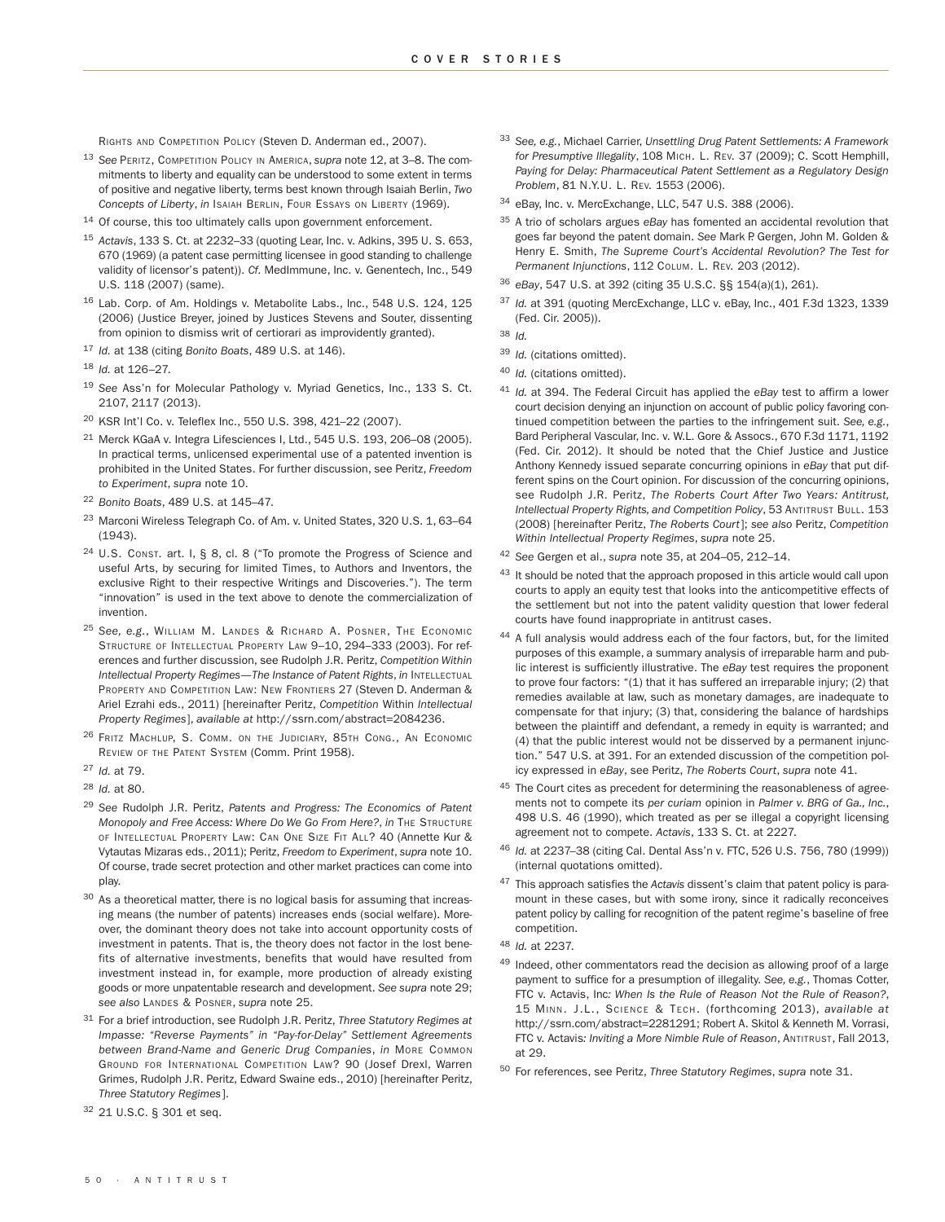RIGHTS AND COMPETITION POLICY (Steven D. Anderman ed., 2007).

[13] *See* PERITZ, COMPETITION POLICY IN AMERICA, *supra* note 12, at 3–8. The commitments to liberty and equality can be understood to some extent in terms of positive and negative liberty, terms best known through Isaiah Berlin, *Two Concepts of Liberty*, *in* ISAIAH BERLIN, FOUR ESSAYS ON LIBERTY (1969).

[14] Of course, this too ultimately calls upon government enforcement.

[15] *Actavis*, 133 S. Ct. at 2232–33 (quoting Lear, Inc. v. Adkins, 395 U. S. 653, 670 (1969) (a patent case permitting licensee in good standing to challenge validity of licensor's patent)). *Cf.* MedImmune, Inc. v. Genentech, Inc., 549 U.S. 118 (2007) (same).

[16] Lab. Corp. of Am. Holdings v. Metabolite Labs., Inc., 548 U.S. 124, 125 (2006) (Justice Breyer, joined by Justices Stevens and Souter, dissenting from opinion to dismiss writ of certiorari as improvidently granted).

[17] *Id.* at 138 (citing *Bonito Boats*, 489 U.S. at 146).

[18] *Id.* at 126–27.

[19] *See* Ass'n for Molecular Pathology v. Myriad Genetics, Inc., 133 S. Ct. 2107, 2117 (2013).

[20] KSR Int'l Co. v. Teleflex Inc., 550 U.S. 398, 421–22 (2007).

[21] Merck KGaA v. Integra Lifesciences I, Ltd., 545 U.S. 193, 206–08 (2005). In practical terms, unlicensed experimental use of a patented invention is prohibited in the United States. For further discussion, see Peritz, *Freedom to Experiment*, *supra* note 10.

[22] *Bonito Boats*, 489 U.S. at 145–47.

[23] Marconi Wireless Telegraph Co. of Am. v. United States, 320 U.S. 1, 63–64 (1943).

[24] U.S. CONST. art. I, § 8, cl. 8 ("To promote the Progress of Science and useful Arts, by securing for limited Times, to Authors and Inventors, the exclusive Right to their respective Writings and Discoveries."). The term "innovation" is used in the text above to denote the commercialization of invention.

[25] *See, e.g.*, WILLIAM M. LANDES & RICHARD A. POSNER, THE ECONOMIC STRUCTURE OF INTELLECTUAL PROPERTY LAW 9–10, 294–333 (2003). For references and further discussion, see Rudolph J.R. Peritz, *Competition Within Intellectual Property Regimes—The Instance of Patent Rights*, *in* INTELLECTUAL PROPERTY AND COMPETITION LAW: NEW FRONTIERS 27 (Steven D. Anderman & Ariel Ezrahi eds., 2011) [hereinafter Peritz, *Competition* Within *Intellectual Property Regimes*], *available at* http://ssrn.com/abstract=2084236.

[26] FRITZ MACHLUP, S. COMM. ON THE JUDICIARY, 85TH CONG., AN ECONOMIC REVIEW OF THE PATENT SYSTEM (Comm. Print 1958).

[27] *Id.* at 79.

[28] *Id.* at 80.

[29] *See* Rudolph J.R. Peritz, *Patents and Progress: The Economics of Patent Monopoly and Free Access: Where Do We Go From Here?*, *in* THE STRUCTURE OF INTELLECTUAL PROPERTY LAW: CAN ONE SIZE FIT ALL? 40 (Annette Kur & Vytautas Mizaras eds., 2011); Peritz, *Freedom to Experiment*, *supra* note 10. Of course, trade secret protection and other market practices can come into play.

[30] As a theoretical matter, there is no logical basis for assuming that increasing means (the number of patents) increases ends (social welfare). Moreover, the dominant theory does not take into account opportunity costs of investment in patents. That is, the theory does not factor in the lost benefits of alternative investments, benefits that would have resulted from investment instead in, for example, more production of already existing goods or more unpatentable research and development. *See supra* note 29; *see also* LANDES & POSNER, *supra* note 25.

[31] For a brief introduction, see Rudolph J.R. Peritz, *Three Statutory Regimes at Impasse: "Reverse Payments" in "Pay-for-Delay" Settlement Agreements between Brand-Name and Generic Drug Companies*, *in* MORE COMMON GROUND FOR INTERNATIONAL COMPETITION LAW? 90 (Josef Drexl, Warren Grimes, Rudolph J.R. Peritz, Edward Swaine eds., 2010) [hereinafter Peritz, *Three Statutory Regimes*].

[32] 21 U.S.C. § 301 et seq.

[33] *See, e.g.*, Michael Carrier, *Unsettling Drug Patent Settlements: A Framework for Presumptive Illegality*, 108 MICH. L. REV. 37 (2009); C. Scott Hemphill, *Paying for Delay: Pharmaceutical Patent Settlement as a Regulatory Design Problem*, 81 N.Y.U. L. REV. 1553 (2006).

[34] eBay, Inc. v. MercExchange, LLC, 547 U.S. 388 (2006).

[35] A trio of scholars argues *eBay* has fomented an accidental revolution that goes far beyond the patent domain. *See* Mark P. Gergen, John M. Golden & Henry E. Smith, *The Supreme Court's Accidental Revolution? The Test for Permanent Injunctions*, 112 COLUM. L. REV. 203 (2012).

[36] *eBay*, 547 U.S. at 392 (citing 35 U.S.C. §§ 154(a)(1), 261).

[37] *Id.* at 391 (quoting MercExchange, LLC v. eBay, Inc., 401 F.3d 1323, 1339 (Fed. Cir. 2005)).

[38] *Id.*

[39] *Id.* (citations omitted).

[40] *Id.* (citations omitted).

[41] *Id.* at 394. The Federal Circuit has applied the *eBay* test to affirm a lower court decision denying an injunction on account of public policy favoring continued competition between the parties to the infringement suit. *See, e.g.*, Bard Peripheral Vascular, Inc. v. W.L. Gore & Assocs., 670 F.3d 1171, 1192 (Fed. Cir. 2012). It should be noted that the Chief Justice and Justice Anthony Kennedy issued separate concurring opinions in *eBay* that put different spins on the Court opinion. For discussion of the concurring opinions, see Rudolph J.R. Peritz, *The Roberts Court After Two Years: Antitrust, Intellectual Property Rights, and Competition Policy*, 53 ANTITRUST BULL. 153 (2008) [hereinafter Peritz, *The Roberts Court*]; *see also* Peritz, *Competition Within Intellectual Property Regimes*, *supra* note 25.

[42] *See* Gergen et al., *supra* note 35, at 204–05, 212–14.

[43] It should be noted that the approach proposed in this article would call upon courts to apply an equity test that looks into the anticompetitive effects of the settlement but not into the patent validity question that lower federal courts have found inappropriate in antitrust cases.

[44] A full analysis would address each of the four factors, but, for the limited purposes of this example, a summary analysis of irreparable harm and public interest is sufficiently illustrative. The *eBay* test requires the proponent to prove four factors: "(1) that it has suffered an irreparable injury; (2) that remedies available at law, such as monetary damages, are inadequate to compensate for that injury; (3) that, considering the balance of hardships between the plaintiff and defendant, a remedy in equity is warranted; and (4) that the public interest would not be disserved by a permanent injunction." 547 U.S. at 391. For an extended discussion of the competition policy expressed in *eBay*, see Peritz, *The Roberts Court*, *supra* note 41.

[45] The Court cites as precedent for determining the reasonableness of agreements not to compete its *per curiam* opinion in *Palmer v. BRG of Ga., Inc.*, 498 U.S. 46 (1990), which treated as per se illegal a copyright licensing agreement not to compete. *Actavis*, 133 S. Ct. at 2227.

[46] *Id.* at 2237–38 (citing Cal. Dental Ass'n v. FTC, 526 U.S. 756, 780 (1999)) (internal quotations omitted).

[47] This approach satisfies the *Actavis* dissent's claim that patent policy is paramount in these cases, but with some irony, since it radically reconceives patent policy by calling for recognition of the patent regime's baseline of free competition.

[48] *Id.* at 2237.

[49] Indeed, other commentators read the decision as allowing proof of a large payment to suffice for a presumption of illegality. *See, e.g.*, Thomas Cotter, FTC v. Actavis, Inc*: When Is the Rule of Reason Not the Rule of Reason?*, 15 MINN. J.L., SCIENCE & TECH. (forthcoming 2013), *available at* http://ssrn.com/abstract=2281291; Robert A. Skitol & Kenneth M. Vorrasi, FTC v. Actavis*: Inviting a More Nimble Rule of Reason*, ANTITRUST, Fall 2013, at 29.

[50] For references, see Peritz, *Three Statutory Regimes*, *supra* note 31.